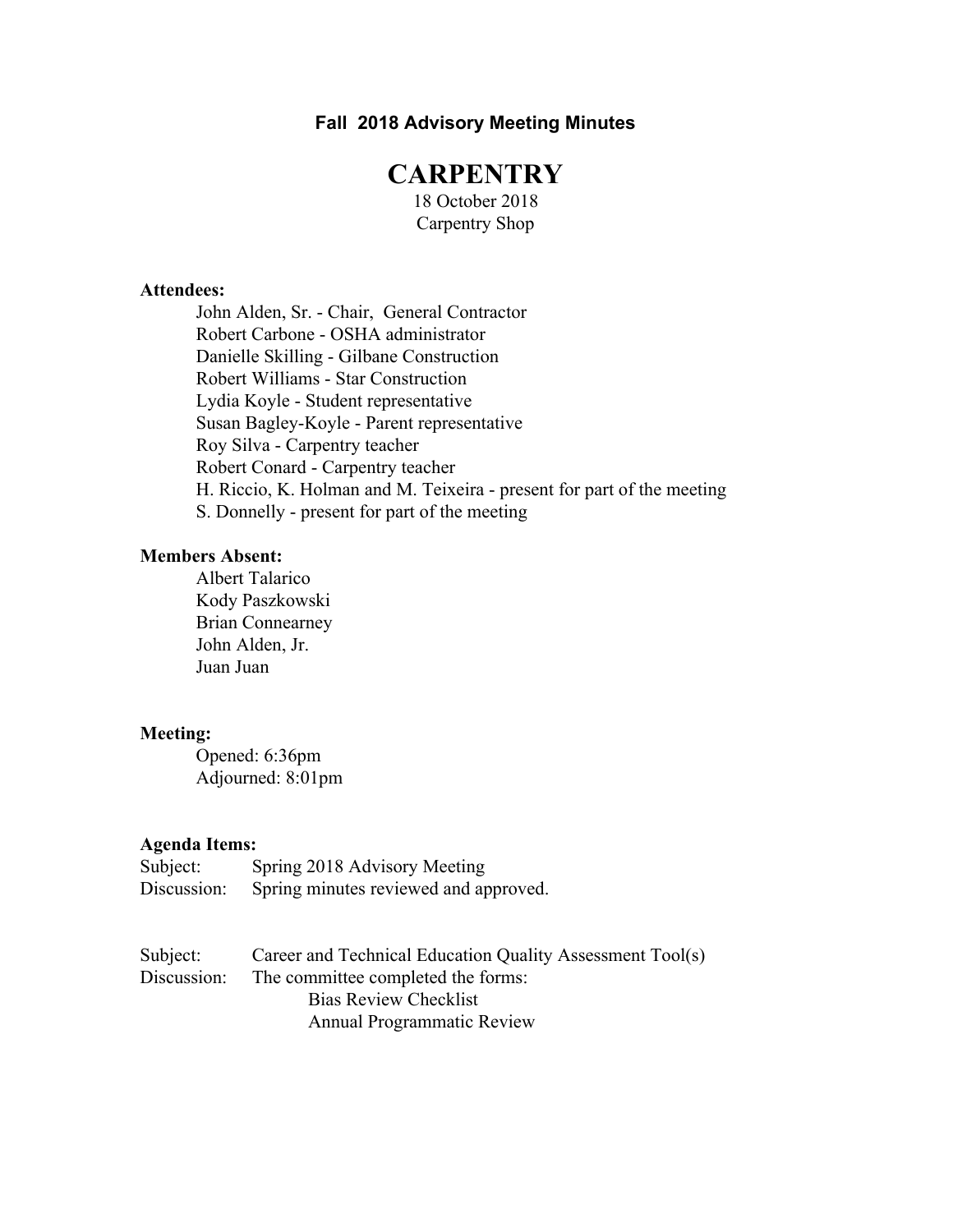**Fall 2018 Advisory Meeting Minutes**

# CARPENTRY

18 October 2018
Carpentry Shop

**Attendees:**

- John Alden, Sr. - Chair, General Contractor
- Robert Carbone - OSHA administrator
- Danielle Skilling - Gilbane Construction
- Robert Williams - Star Construction
- Lydia Koyle - Student representative
- Susan Bagley-Koyle - Parent representative
- Roy Silva - Carpentry teacher
- Robert Conard - Carpentry teacher
- H. Riccio, K. Holman and M. Teixeira - present for part of the meeting
- S. Donnelly - present for part of the meeting

**Members Absent:**

- Albert Talarico
- Kody Paszkowski
- Brian Connearney
- John Alden, Jr.
- Juan Juan

**Meeting:**

- Opened: 6:36pm
- Adjourned: 8:01pm

**Agenda Items:**

Subject: Spring 2018 Advisory Meeting
Discussion: Spring minutes reviewed and approved.

Subject: Career and Technical Education Quality Assessment Tool(s)
Discussion: The committee completed the forms:

- Bias Review Checklist
- Annual Programmatic Review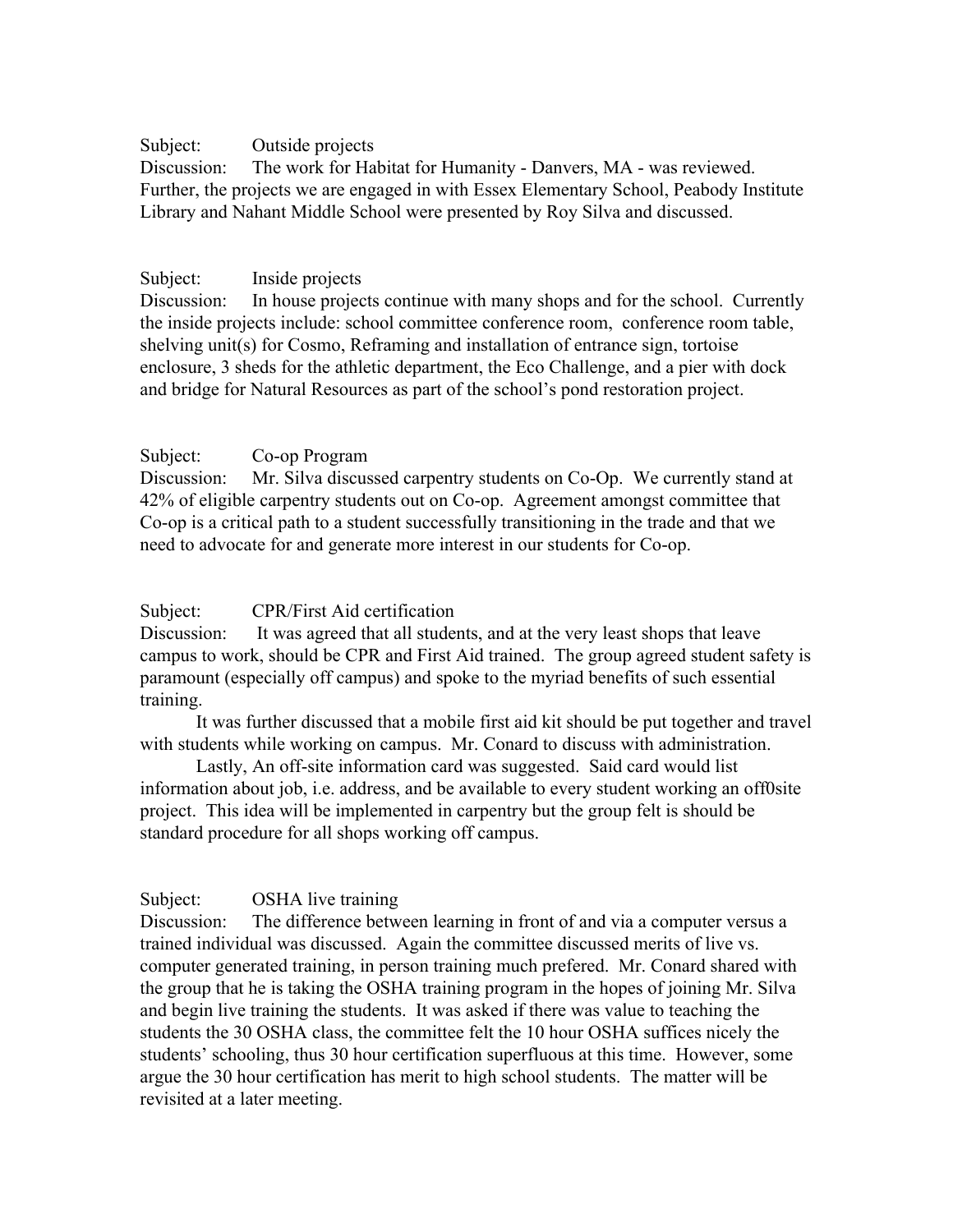Subject: Outside projects

Discussion: The work for Habitat for Humanity - Danvers, MA - was reviewed. Further, the projects we are engaged in with Essex Elementary School, Peabody Institute Library and Nahant Middle School were presented by Roy Silva and discussed.

Subject: Inside projects

Discussion: In house projects continue with many shops and for the school. Currently the inside projects include: school committee conference room, conference room table, shelving unit(s) for Cosmo, Reframing and installation of entrance sign, tortoise enclosure, 3 sheds for the athletic department, the Eco Challenge, and a pier with dock and bridge for Natural Resources as part of the school's pond restoration project.

Subject: Co-op Program

Discussion: Mr. Silva discussed carpentry students on Co-Op. We currently stand at 42% of eligible carpentry students out on Co-op. Agreement amongst committee that Co-op is a critical path to a student successfully transitioning in the trade and that we need to advocate for and generate more interest in our students for Co-op.

Subject: CPR/First Aid certification

Discussion: It was agreed that all students, and at the very least shops that leave campus to work, should be CPR and First Aid trained. The group agreed student safety is paramount (especially off campus) and spoke to the myriad benefits of such essential training.

It was further discussed that a mobile first aid kit should be put together and travel with students while working on campus. Mr. Conard to discuss with administration.

Lastly, An off-site information card was suggested. Said card would list information about job, i.e. address, and be available to every student working an off0site project. This idea will be implemented in carpentry but the group felt is should be standard procedure for all shops working off campus.

Subject: OSHA live training

Discussion: The difference between learning in front of and via a computer versus a trained individual was discussed. Again the committee discussed merits of live vs. computer generated training, in person training much prefered. Mr. Conard shared with the group that he is taking the OSHA training program in the hopes of joining Mr. Silva and begin live training the students. It was asked if there was value to teaching the students the 30 OSHA class, the committee felt the 10 hour OSHA suffices nicely the students' schooling, thus 30 hour certification superfluous at this time. However, some argue the 30 hour certification has merit to high school students. The matter will be revisited at a later meeting.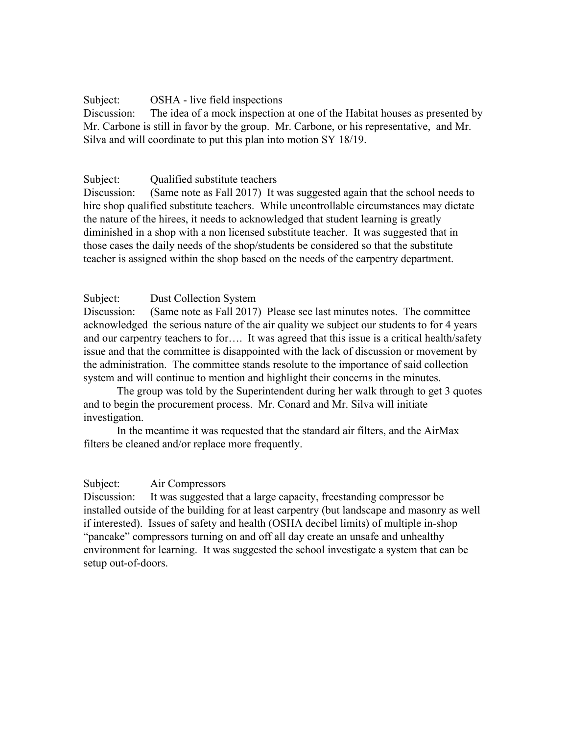Subject: OSHA - live field inspections

Discussion: The idea of a mock inspection at one of the Habitat houses as presented by Mr. Carbone is still in favor by the group. Mr. Carbone, or his representative, and Mr. Silva and will coordinate to put this plan into motion SY 18/19.

Subject: Qualified substitute teachers

Discussion: (Same note as Fall 2017) It was suggested again that the school needs to hire shop qualified substitute teachers. While uncontrollable circumstances may dictate the nature of the hirees, it needs to acknowledged that student learning is greatly diminished in a shop with a non licensed substitute teacher. It was suggested that in those cases the daily needs of the shop/students be considered so that the substitute teacher is assigned within the shop based on the needs of the carpentry department.

Subject: Dust Collection System

Discussion: (Same note as Fall 2017) Please see last minutes notes. The committee acknowledged the serious nature of the air quality we subject our students to for 4 years and our carpentry teachers to for…. It was agreed that this issue is a critical health/safety issue and that the committee is disappointed with the lack of discussion or movement by the administration. The committee stands resolute to the importance of said collection system and will continue to mention and highlight their concerns in the minutes.

The group was told by the Superintendent during her walk through to get 3 quotes and to begin the procurement process. Mr. Conard and Mr. Silva will initiate investigation.

In the meantime it was requested that the standard air filters, and the AirMax filters be cleaned and/or replace more frequently.

Subject: Air Compressors

Discussion: It was suggested that a large capacity, freestanding compressor be installed outside of the building for at least carpentry (but landscape and masonry as well if interested). Issues of safety and health (OSHA decibel limits) of multiple in-shop "pancake" compressors turning on and off all day create an unsafe and unhealthy environment for learning. It was suggested the school investigate a system that can be setup out-of-doors.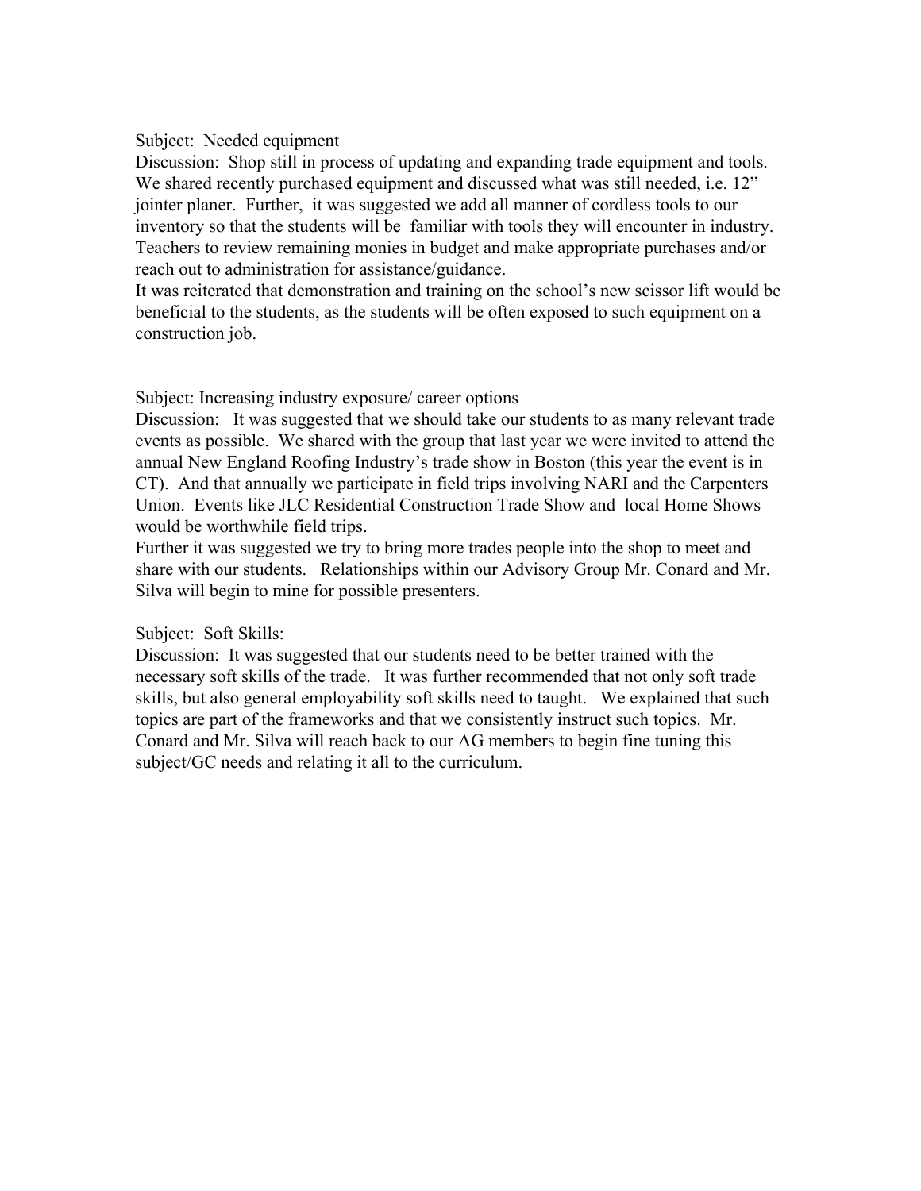Subject: Needed equipment

Discussion: Shop still in process of updating and expanding trade equipment and tools. We shared recently purchased equipment and discussed what was still needed, i.e. 12" jointer planer. Further, it was suggested we add all manner of cordless tools to our inventory so that the students will be familiar with tools they will encounter in industry. Teachers to review remaining monies in budget and make appropriate purchases and/or reach out to administration for assistance/guidance.

It was reiterated that demonstration and training on the school's new scissor lift would be beneficial to the students, as the students will be often exposed to such equipment on a construction job.

Subject: Increasing industry exposure/ career options

Discussion: It was suggested that we should take our students to as many relevant trade events as possible. We shared with the group that last year we were invited to attend the annual New England Roofing Industry's trade show in Boston (this year the event is in CT). And that annually we participate in field trips involving NARI and the Carpenters Union. Events like JLC Residential Construction Trade Show and local Home Shows would be worthwhile field trips.

Further it was suggested we try to bring more trades people into the shop to meet and share with our students. Relationships within our Advisory Group Mr. Conard and Mr. Silva will begin to mine for possible presenters.

Subject: Soft Skills:

Discussion: It was suggested that our students need to be better trained with the necessary soft skills of the trade. It was further recommended that not only soft trade skills, but also general employability soft skills need to taught. We explained that such topics are part of the frameworks and that we consistently instruct such topics. Mr. Conard and Mr. Silva will reach back to our AG members to begin fine tuning this subject/GC needs and relating it all to the curriculum.